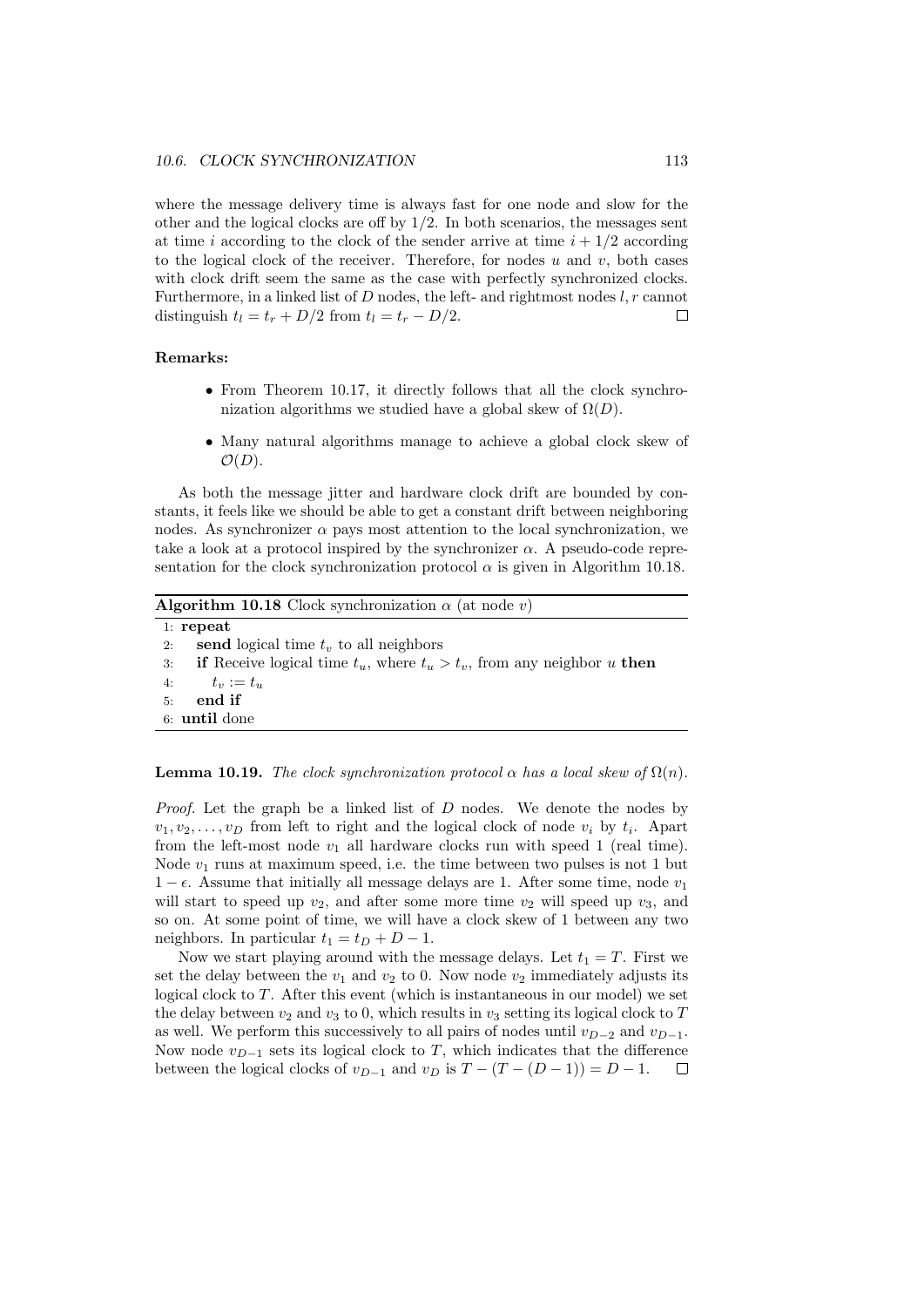where the message delivery time is always fast for one node and slow for the other and the logical clocks are off by $1/2$. In both scenarios, the messages sent at time $i$ according to the clock of the sender arrive at time $i + 1/2$ according to the logical clock of the receiver. Therefore, for nodes $u$ and $v$, both cases with clock drift seem the same as the case with perfectly synchronized clocks. Furthermore, in a linked list of $D$ nodes, the left- and rightmost nodes $l, r$ cannot distinguish $t_l = t_r + D/2$ from $t_l = t_r - D/2$. □

**Remarks:**

- From Theorem 10.17, it directly follows that all the clock synchronization algorithms we studied have a global skew of $\Omega(D)$.
- Many natural algorithms manage to achieve a global clock skew of $\mathcal{O}(D)$.

As both the message jitter and hardware clock drift are bounded by constants, it feels like we should be able to get a constant drift between neighboring nodes. As synchronizer $\alpha$ pays most attention to the local synchronization, we take a look at a protocol inspired by the synchronizer $\alpha$. A pseudo-code representation for the clock synchronization protocol $\alpha$ is given in Algorithm 10.18.

**Algorithm 10.18** Clock synchronization $\alpha$ (at node $v$)

```
1: repeat
2:   send logical time t_v to all neighbors
3:   if Receive logical time t_u, where t_u > t_v, from any neighbor u then
4:     t_v := t_u
5:   end if
6: until done
```

**Lemma 10.19.** *The clock synchronization protocol $\alpha$ has a local skew of $\Omega(n)$.*

*Proof.* Let the graph be a linked list of $D$ nodes. We denote the nodes by $v_1, v_2, \ldots, v_D$ from left to right and the logical clock of node $v_i$ by $t_i$. Apart from the left-most node $v_1$ all hardware clocks run with speed 1 (real time). Node $v_1$ runs at maximum speed, i.e. the time between two pulses is not 1 but $1 - \epsilon$. Assume that initially all message delays are 1. After some time, node $v_1$ will start to speed up $v_2$, and after some more time $v_2$ will speed up $v_3$, and so on. At some point of time, we will have a clock skew of 1 between any two neighbors. In particular $t_1 = t_D + D - 1$.

Now we start playing around with the message delays. Let $t_1 = T$. First we set the delay between the $v_1$ and $v_2$ to 0. Now node $v_2$ immediately adjusts its logical clock to $T$. After this event (which is instantaneous in our model) we set the delay between $v_2$ and $v_3$ to 0, which results in $v_3$ setting its logical clock to $T$ as well. We perform this successively to all pairs of nodes until $v_{D-2}$ and $v_{D-1}$. Now node $v_{D-1}$ sets its logical clock to $T$, which indicates that the difference between the logical clocks of $v_{D-1}$ and $v_D$ is $T - (T - (D - 1)) = D - 1$. □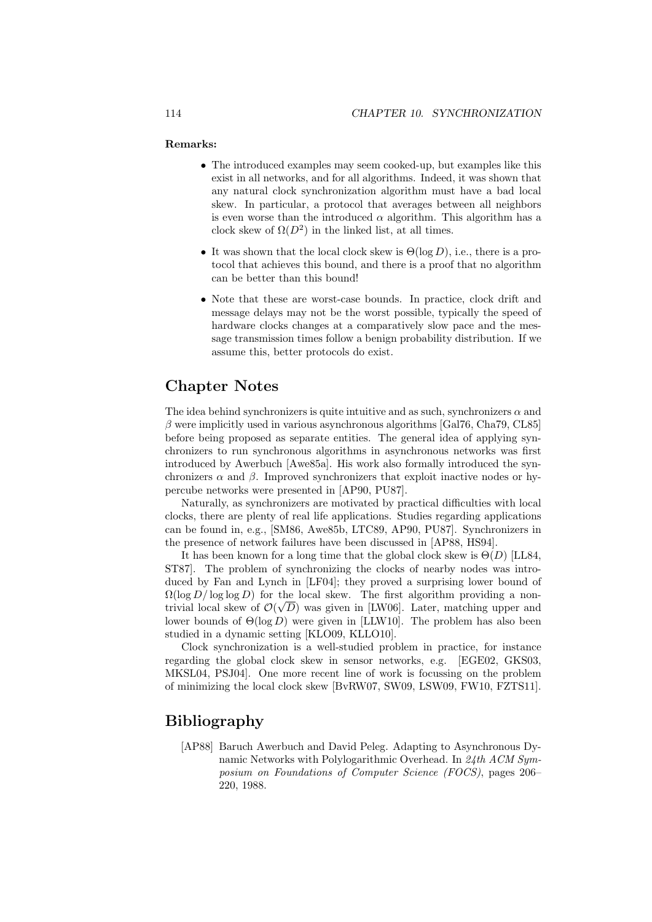**Remarks:**

- The introduced examples may seem cooked-up, but examples like this exist in all networks, and for all algorithms. Indeed, it was shown that any natural clock synchronization algorithm must have a bad local skew. In particular, a protocol that averages between all neighbors is even worse than the introduced $\alpha$ algorithm. This algorithm has a clock skew of $\Omega(D^2)$ in the linked list, at all times.
- It was shown that the local clock skew is $\Theta(\log D)$, i.e., there is a protocol that achieves this bound, and there is a proof that no algorithm can be better than this bound!
- Note that these are worst-case bounds. In practice, clock drift and message delays may not be the worst possible, typically the speed of hardware clocks changes at a comparatively slow pace and the message transmission times follow a benign probability distribution. If we assume this, better protocols do exist.

## Chapter Notes

The idea behind synchronizers is quite intuitive and as such, synchronizers $\alpha$ and $\beta$ were implicitly used in various asynchronous algorithms [Gal76, Cha79, CL85] before being proposed as separate entities. The general idea of applying synchronizers to run synchronous algorithms in asynchronous networks was first introduced by Awerbuch [Awe85a]. His work also formally introduced the synchronizers $\alpha$ and $\beta$. Improved synchronizers that exploit inactive nodes or hypercube networks were presented in [AP90, PU87].

Naturally, as synchronizers are motivated by practical difficulties with local clocks, there are plenty of real life applications. Studies regarding applications can be found in, e.g., [SM86, Awe85b, LTC89, AP90, PU87]. Synchronizers in the presence of network failures have been discussed in [AP88, HS94].

It has been known for a long time that the global clock skew is $\Theta(D)$ [LL84, ST87]. The problem of synchronizing the clocks of nearby nodes was introduced by Fan and Lynch in [LF04]; they proved a surprising lower bound of $\Omega(\log D / \log\log D)$ for the local skew. The first algorithm providing a non-trivial local skew of $\mathcal{O}(\sqrt{D})$ was given in [LW06]. Later, matching upper and lower bounds of $\Theta(\log D)$ were given in [LLW10]. The problem has also been studied in a dynamic setting [KLO09, KLLO10].

Clock synchronization is a well-studied problem in practice, for instance regarding the global clock skew in sensor networks, e.g. [EGE02, GKS03, MKSL04, PSJ04]. One more recent line of work is focussing on the problem of minimizing the local clock skew [BvRW07, SW09, LSW09, FW10, FZTS11].

## Bibliography

[AP88] Baruch Awerbuch and David Peleg. Adapting to Asynchronous Dynamic Networks with Polylogarithmic Overhead. In *24th ACM Symposium on Foundations of Computer Science (FOCS)*, pages 206–220, 1988.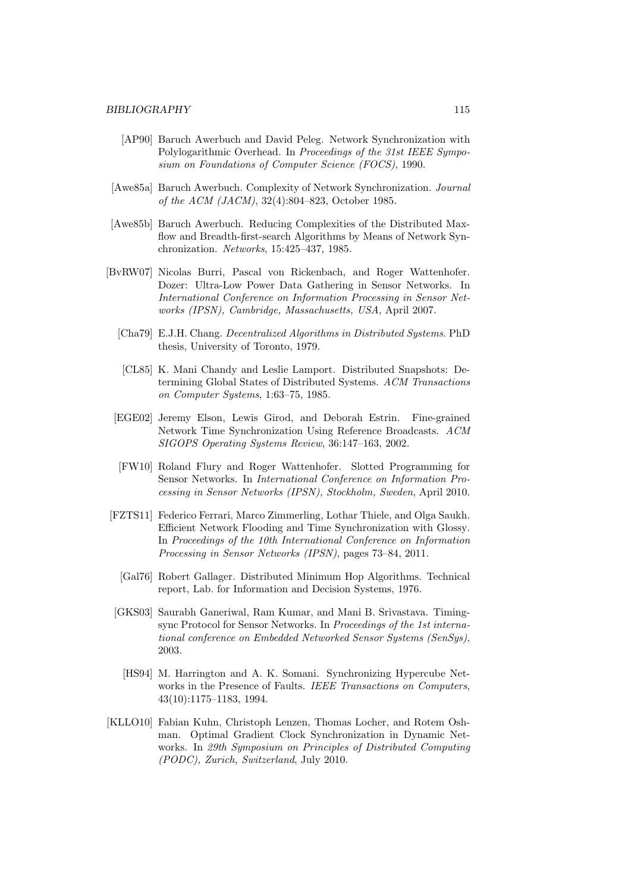[AP90] Baruch Awerbuch and David Peleg. Network Synchronization with Polylogarithmic Overhead. In *Proceedings of the 31st IEEE Symposium on Foundations of Computer Science (FOCS)*, 1990.

[Awe85a] Baruch Awerbuch. Complexity of Network Synchronization. *Journal of the ACM (JACM)*, 32(4):804–823, October 1985.

[Awe85b] Baruch Awerbuch. Reducing Complexities of the Distributed Max-flow and Breadth-first-search Algorithms by Means of Network Synchronization. *Networks*, 15:425–437, 1985.

[BvRW07] Nicolas Burri, Pascal von Rickenbach, and Roger Wattenhofer. Dozer: Ultra-Low Power Data Gathering in Sensor Networks. In *International Conference on Information Processing in Sensor Networks (IPSN), Cambridge, Massachusetts, USA*, April 2007.

[Cha79] E.J.H. Chang. *Decentralized Algorithms in Distributed Systems*. PhD thesis, University of Toronto, 1979.

[CL85] K. Mani Chandy and Leslie Lamport. Distributed Snapshots: Determining Global States of Distributed Systems. *ACM Transactions on Computer Systems*, 1:63–75, 1985.

[EGE02] Jeremy Elson, Lewis Girod, and Deborah Estrin. Fine-grained Network Time Synchronization Using Reference Broadcasts. *ACM SIGOPS Operating Systems Review*, 36:147–163, 2002.

[FW10] Roland Flury and Roger Wattenhofer. Slotted Programming for Sensor Networks. In *International Conference on Information Processing in Sensor Networks (IPSN), Stockholm, Sweden*, April 2010.

[FZTS11] Federico Ferrari, Marco Zimmerling, Lothar Thiele, and Olga Saukh. Efficient Network Flooding and Time Synchronization with Glossy. In *Proceedings of the 10th International Conference on Information Processing in Sensor Networks (IPSN)*, pages 73–84, 2011.

[Gal76] Robert Gallager. Distributed Minimum Hop Algorithms. Technical report, Lab. for Information and Decision Systems, 1976.

[GKS03] Saurabh Ganeriwal, Ram Kumar, and Mani B. Srivastava. Timing-sync Protocol for Sensor Networks. In *Proceedings of the 1st international conference on Embedded Networked Sensor Systems (SenSys)*, 2003.

[HS94] M. Harrington and A. K. Somani. Synchronizing Hypercube Networks in the Presence of Faults. *IEEE Transactions on Computers*, 43(10):1175–1183, 1994.

[KLLO10] Fabian Kuhn, Christoph Lenzen, Thomas Locher, and Rotem Oshman. Optimal Gradient Clock Synchronization in Dynamic Networks. In *29th Symposium on Principles of Distributed Computing (PODC), Zurich, Switzerland*, July 2010.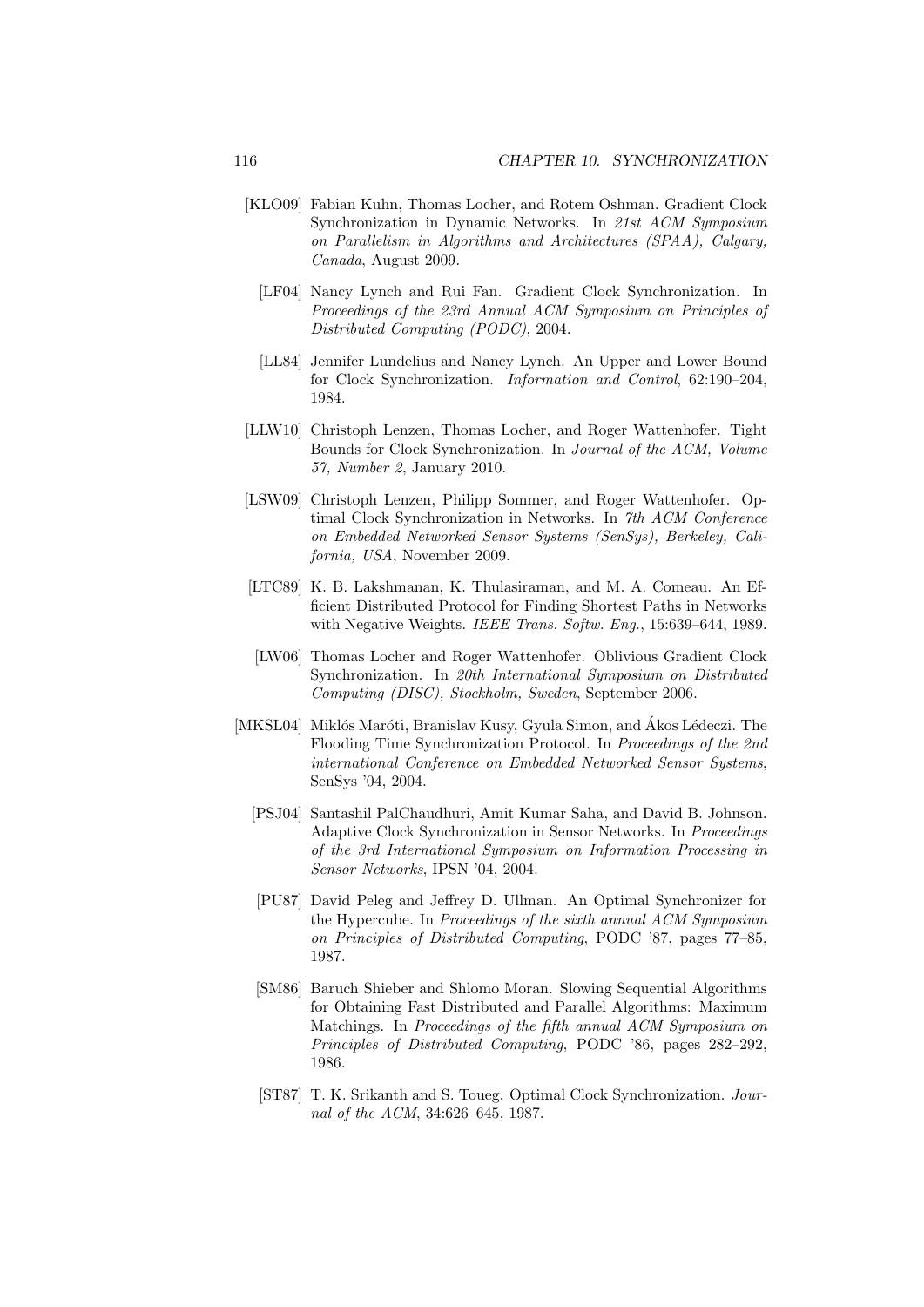[KLO09] Fabian Kuhn, Thomas Locher, and Rotem Oshman. Gradient Clock Synchronization in Dynamic Networks. In *21st ACM Symposium on Parallelism in Algorithms and Architectures (SPAA), Calgary, Canada*, August 2009.

[LF04] Nancy Lynch and Rui Fan. Gradient Clock Synchronization. In *Proceedings of the 23rd Annual ACM Symposium on Principles of Distributed Computing (PODC)*, 2004.

[LL84] Jennifer Lundelius and Nancy Lynch. An Upper and Lower Bound for Clock Synchronization. *Information and Control*, 62:190–204, 1984.

[LLW10] Christoph Lenzen, Thomas Locher, and Roger Wattenhofer. Tight Bounds for Clock Synchronization. In *Journal of the ACM, Volume 57, Number 2*, January 2010.

[LSW09] Christoph Lenzen, Philipp Sommer, and Roger Wattenhofer. Optimal Clock Synchronization in Networks. In *7th ACM Conference on Embedded Networked Sensor Systems (SenSys), Berkeley, California, USA*, November 2009.

[LTC89] K. B. Lakshmanan, K. Thulasiraman, and M. A. Comeau. An Efficient Distributed Protocol for Finding Shortest Paths in Networks with Negative Weights. *IEEE Trans. Softw. Eng.*, 15:639–644, 1989.

[LW06] Thomas Locher and Roger Wattenhofer. Oblivious Gradient Clock Synchronization. In *20th International Symposium on Distributed Computing (DISC), Stockholm, Sweden*, September 2006.

[MKSL04] Miklós Maróti, Branislav Kusy, Gyula Simon, and Ákos Lédeczi. The Flooding Time Synchronization Protocol. In *Proceedings of the 2nd international Conference on Embedded Networked Sensor Systems*, SenSys '04, 2004.

[PSJ04] Santashil PalChaudhuri, Amit Kumar Saha, and David B. Johnson. Adaptive Clock Synchronization in Sensor Networks. In *Proceedings of the 3rd International Symposium on Information Processing in Sensor Networks*, IPSN '04, 2004.

[PU87] David Peleg and Jeffrey D. Ullman. An Optimal Synchronizer for the Hypercube. In *Proceedings of the sixth annual ACM Symposium on Principles of Distributed Computing*, PODC '87, pages 77–85, 1987.

[SM86] Baruch Shieber and Shlomo Moran. Slowing Sequential Algorithms for Obtaining Fast Distributed and Parallel Algorithms: Maximum Matchings. In *Proceedings of the fifth annual ACM Symposium on Principles of Distributed Computing*, PODC '86, pages 282–292, 1986.

[ST87] T. K. Srikanth and S. Toueg. Optimal Clock Synchronization. *Journal of the ACM*, 34:626–645, 1987.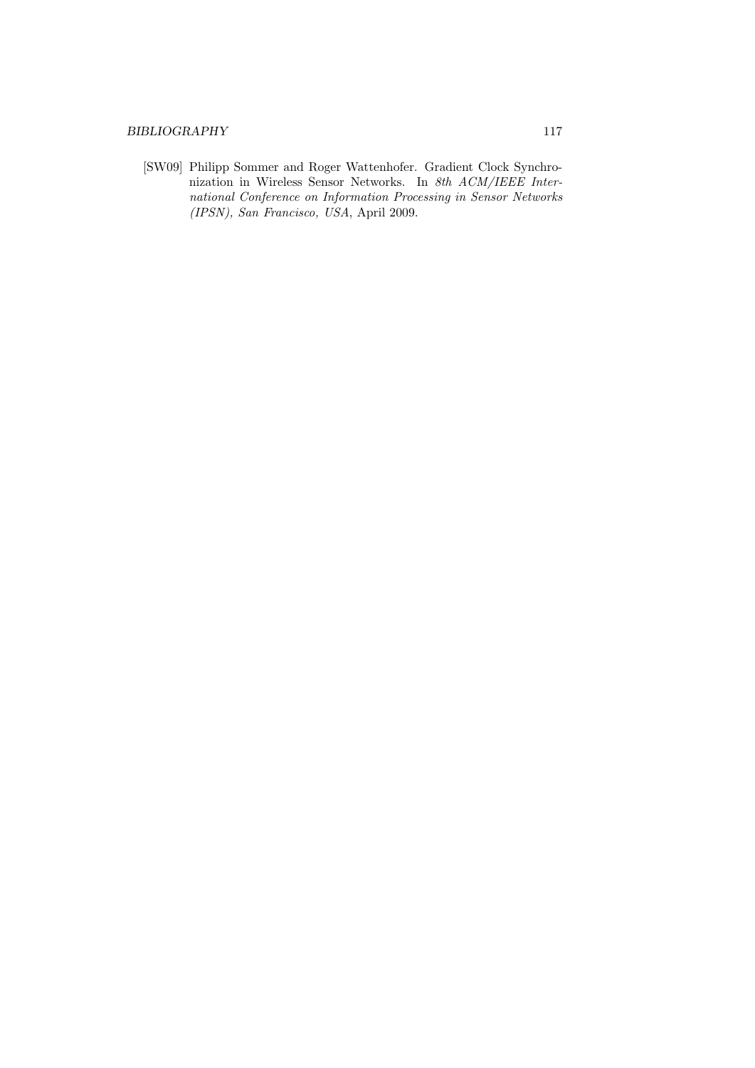[SW09] Philipp Sommer and Roger Wattenhofer. Gradient Clock Synchronization in Wireless Sensor Networks. In *8th ACM/IEEE International Conference on Information Processing in Sensor Networks (IPSN), San Francisco, USA*, April 2009.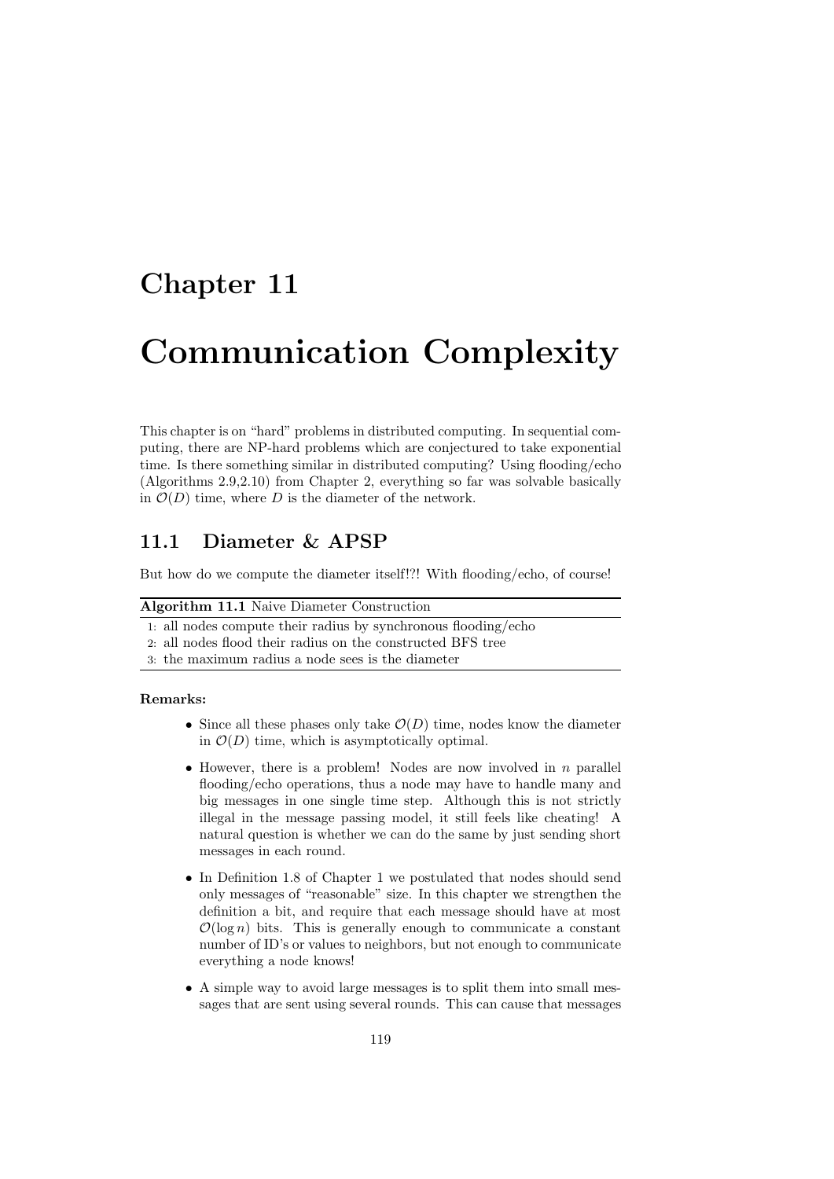# Chapter 11

# Communication Complexity

This chapter is on “hard” problems in distributed computing. In sequential computing, there are NP-hard problems which are conjectured to take exponential time. Is there something similar in distributed computing? Using flooding/echo (Algorithms 2.9,2.10) from Chapter 2, everything so far was solvable basically in $\mathcal{O}(D)$ time, where $D$ is the diameter of the network.

## 11.1 Diameter & APSP

But how do we compute the diameter itself!?! With flooding/echo, of course!

**Algorithm 11.1** Naive Diameter Construction

1: all nodes compute their radius by synchronous flooding/echo
2: all nodes flood their radius on the constructed BFS tree
3: the maximum radius a node sees is the diameter

**Remarks:**

- Since all these phases only take $\mathcal{O}(D)$ time, nodes know the diameter in $\mathcal{O}(D)$ time, which is asymptotically optimal.
- However, there is a problem! Nodes are now involved in $n$ parallel flooding/echo operations, thus a node may have to handle many and big messages in one single time step. Although this is not strictly illegal in the message passing model, it still feels like cheating! A natural question is whether we can do the same by just sending short messages in each round.
- In Definition 1.8 of Chapter 1 we postulated that nodes should send only messages of “reasonable” size. In this chapter we strengthen the definition a bit, and require that each message should have at most $\mathcal{O}(\log n)$ bits. This is generally enough to communicate a constant number of ID’s or values to neighbors, but not enough to communicate everything a node knows!
- A simple way to avoid large messages is to split them into small messages that are sent using several rounds. This can cause that messages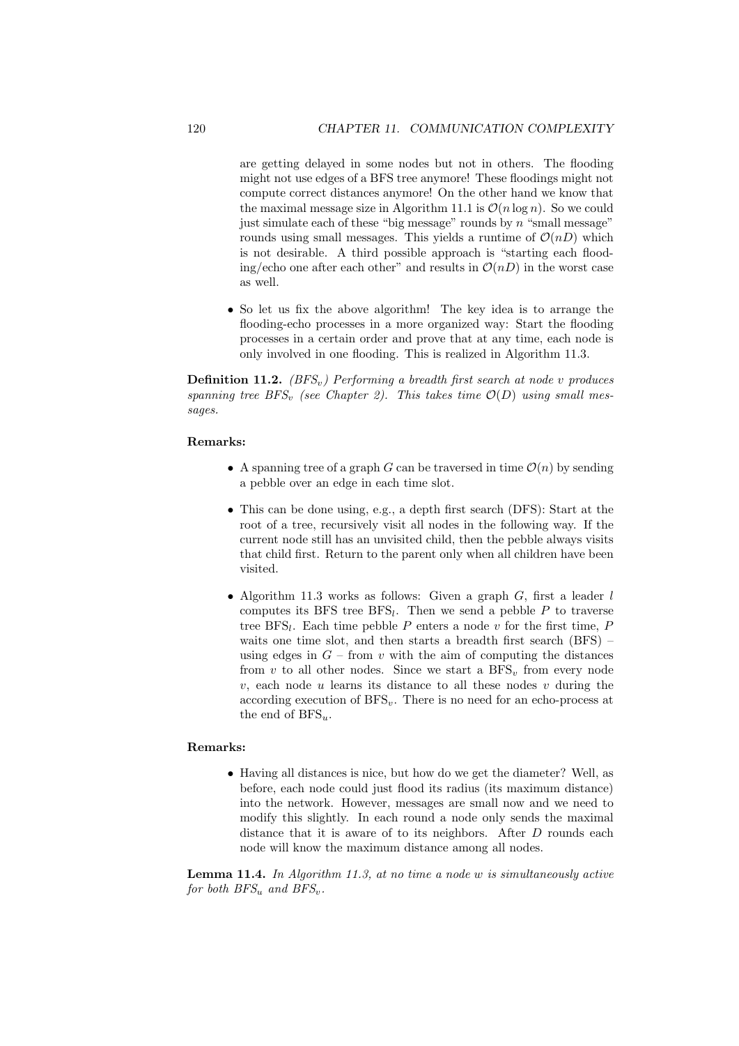are getting delayed in some nodes but not in others. The flooding might not use edges of a BFS tree anymore! These floodings might not compute correct distances anymore! On the other hand we know that the maximal message size in Algorithm 11.1 is $\mathcal{O}(n \log n)$. So we could just simulate each of these "big message" rounds by $n$ "small message" rounds using small messages. This yields a runtime of $\mathcal{O}(nD)$ which is not desirable. A third possible approach is "starting each flooding/echo one after each other" and results in $\mathcal{O}(nD)$ in the worst case as well.

- So let us fix the above algorithm! The key idea is to arrange the flooding-echo processes in a more organized way: Start the flooding processes in a certain order and prove that at any time, each node is only involved in one flooding. This is realized in Algorithm 11.3.

**Definition 11.2.** *($BFS_v$) Performing a breadth first search at node $v$ produces spanning tree $BFS_v$ (see Chapter 2). This takes time $\mathcal{O}(D)$ using small messages.*

**Remarks:**

- A spanning tree of a graph $G$ can be traversed in time $\mathcal{O}(n)$ by sending a pebble over an edge in each time slot.
- This can be done using, e.g., a depth first search (DFS): Start at the root of a tree, recursively visit all nodes in the following way. If the current node still has an unvisited child, then the pebble always visits that child first. Return to the parent only when all children have been visited.
- Algorithm 11.3 works as follows: Given a graph $G$, first a leader $l$ computes its BFS tree $\text{BFS}_l$. Then we send a pebble $P$ to traverse tree $\text{BFS}_l$. Each time pebble $P$ enters a node $v$ for the first time, $P$ waits one time slot, and then starts a breadth first search (BFS) – using edges in $G$ – from $v$ with the aim of computing the distances from $v$ to all other nodes. Since we start a $\text{BFS}_v$ from every node $v$, each node $u$ learns its distance to all these nodes $v$ during the according execution of $\text{BFS}_v$. There is no need for an echo-process at the end of $\text{BFS}_u$.

**Remarks:**

- Having all distances is nice, but how do we get the diameter? Well, as before, each node could just flood its radius (its maximum distance) into the network. However, messages are small now and we need to modify this slightly. In each round a node only sends the maximal distance that it is aware of to its neighbors. After $D$ rounds each node will know the maximum distance among all nodes.

**Lemma 11.4.** *In Algorithm 11.3, at no time a node $w$ is simultaneously active for both $BFS_u$ and $BFS_v$.*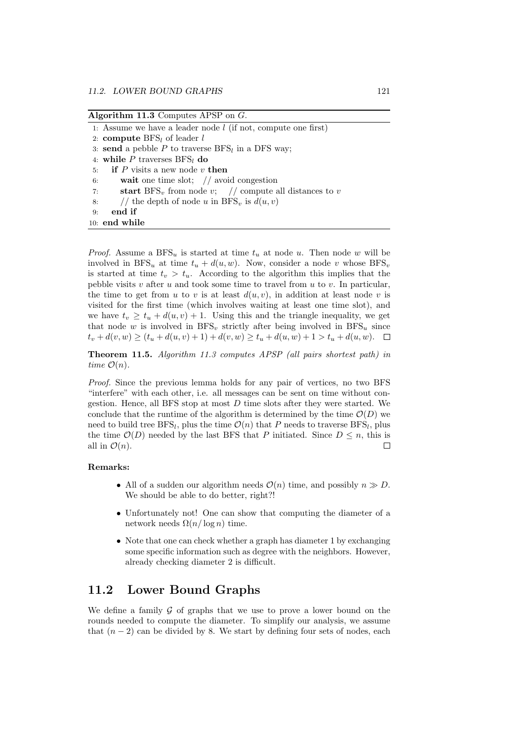**Algorithm 11.3** Computes APSP on $G$.

```
1: Assume we have a leader node l (if not, compute one first)
2: compute BFS_l of leader l
3: send a pebble P to traverse BFS_l in a DFS way;
4: while P traverses BFS_l do
5:    if P visits a new node v then
6:       wait one time slot;  // avoid congestion
7:       start BFS_v from node v;   // compute all distances to v
8:       // the depth of node u in BFS_v is d(u, v)
9:    end if
10: end while
```

*Proof.* Assume a $\text{BFS}_u$ is started at time $t_u$ at node $u$. Then node $w$ will be involved in $\text{BFS}_u$ at time $t_u + d(u,w)$. Now, consider a node $v$ whose $\text{BFS}_v$ is started at time $t_v > t_u$. According to the algorithm this implies that the pebble visits $v$ after $u$ and took some time to travel from $u$ to $v$. In particular, the time to get from $u$ to $v$ is at least $d(u,v)$, in addition at least node $v$ is visited for the first time (which involves waiting at least one time slot), and we have $t_v \geq t_u + d(u,v) + 1$. Using this and the triangle inequality, we get that node $w$ is involved in $\text{BFS}_v$ strictly after being involved in $\text{BFS}_u$ since $t_v + d(v,w) \geq (t_u + d(u,v) + 1) + d(v,w) \geq t_u + d(u,w) + 1 > t_u + d(u,w)$. □

**Theorem 11.5.** *Algorithm 11.3 computes APSP (all pairs shortest path) in time $\mathcal{O}(n)$.*

*Proof.* Since the previous lemma holds for any pair of vertices, no two BFS "interfere" with each other, i.e. all messages can be sent on time without congestion. Hence, all BFS stop at most $D$ time slots after they were started. We conclude that the runtime of the algorithm is determined by the time $\mathcal{O}(D)$ we need to build tree $\text{BFS}_l$, plus the time $\mathcal{O}(n)$ that $P$ needs to traverse $\text{BFS}_l$, plus the time $\mathcal{O}(D)$ needed by the last BFS that $P$ initiated. Since $D \leq n$, this is all in $\mathcal{O}(n)$. □

**Remarks:**

- All of a sudden our algorithm needs $\mathcal{O}(n)$ time, and possibly $n \gg D$. We should be able to do better, right?!
- Unfortunately not! One can show that computing the diameter of a network needs $\Omega(n/\log n)$ time.
- Note that one can check whether a graph has diameter 1 by exchanging some specific information such as degree with the neighbors. However, already checking diameter 2 is difficult.

## 11.2 Lower Bound Graphs

We define a family $\mathcal{G}$ of graphs that we use to prove a lower bound on the rounds needed to compute the diameter. To simplify our analysis, we assume that $(n-2)$ can be divided by 8. We start by defining four sets of nodes, each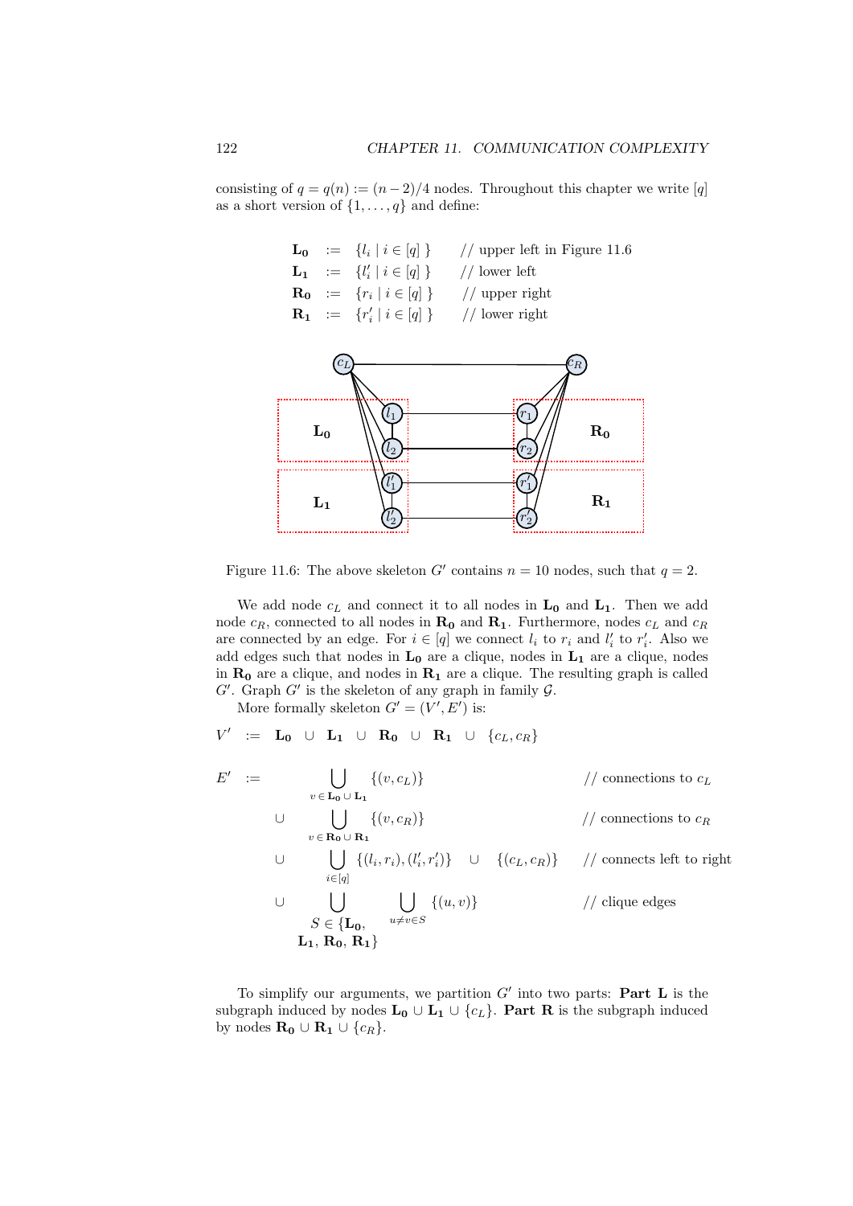consisting of $q = q(n) := (n-2)/4$ nodes. Throughout this chapter we write $[q]$ as a short version of $\{1, \ldots, q\}$ and define:

$$
\begin{array}{llll}
\mathbf{L_0} & := & \{l_i \mid i \in [q]\ \} & // \text{ upper left in Figure 11.6} \\
\mathbf{L_1} & := & \{l'_i \mid i \in [q]\ \} & // \text{ lower left} \\
\mathbf{R_0} & := & \{r_i \mid i \in [q]\ \} & // \text{ upper right} \\
\mathbf{R_1} & := & \{r'_i \mid i \in [q]\ \} & // \text{ lower right}
\end{array}
$$

Figure 11.6: The above skeleton $G'$ contains $n = 10$ nodes, such that $q = 2$.

We add node $c_L$ and connect it to all nodes in $\mathbf{L_0}$ and $\mathbf{L_1}$. Then we add node $c_R$, connected to all nodes in $\mathbf{R_0}$ and $\mathbf{R_1}$. Furthermore, nodes $c_L$ and $c_R$ are connected by an edge. For $i \in [q]$ we connect $l_i$ to $r_i$ and $l'_i$ to $r'_i$. Also we add edges such that nodes in $\mathbf{L_0}$ are a clique, nodes in $\mathbf{L_1}$ are a clique, nodes in $\mathbf{R_0}$ are a clique, and nodes in $\mathbf{R_1}$ are a clique. The resulting graph is called $G'$. Graph $G'$ is the skeleton of any graph in family $\mathcal{G}$.

More formally skeleton $G' = (V', E')$ is:

$$
V' \ := \ \mathbf{L_0} \ \cup \ \mathbf{L_1} \ \cup \ \mathbf{R_0} \ \cup \ \mathbf{R_1} \ \cup \ \{c_L, c_R\}
$$

$$
\begin{array}{lll}
E' := & \displaystyle\bigcup_{v \in \mathbf{L_0} \cup \mathbf{L_1}} \{(v, c_L)\} & // \text{ connections to } c_L \\
\cup & \displaystyle\bigcup_{v \in \mathbf{R_0} \cup \mathbf{R_1}} \{(v, c_R)\} & // \text{ connections to } c_R \\
\cup & \displaystyle\bigcup_{i \in [q]} \{(l_i, r_i), (l'_i, r'_i)\} \ \cup \ \{(c_L, c_R)\} & // \text{ connects left to right} \\
\cup & \displaystyle\bigcup_{S \in \{\mathbf{L_0}, \mathbf{L_1}, \mathbf{R_0}, \mathbf{R_1}\}} \ \bigcup_{u \neq v \in S} \{(u, v)\} & // \text{ clique edges}
\end{array}
$$

To simplify our arguments, we partition $G'$ into two parts: **Part L** is the subgraph induced by nodes $\mathbf{L_0} \cup \mathbf{L_1} \cup \{c_L\}$. **Part R** is the subgraph induced by nodes $\mathbf{R_0} \cup \mathbf{R_1} \cup \{c_R\}$.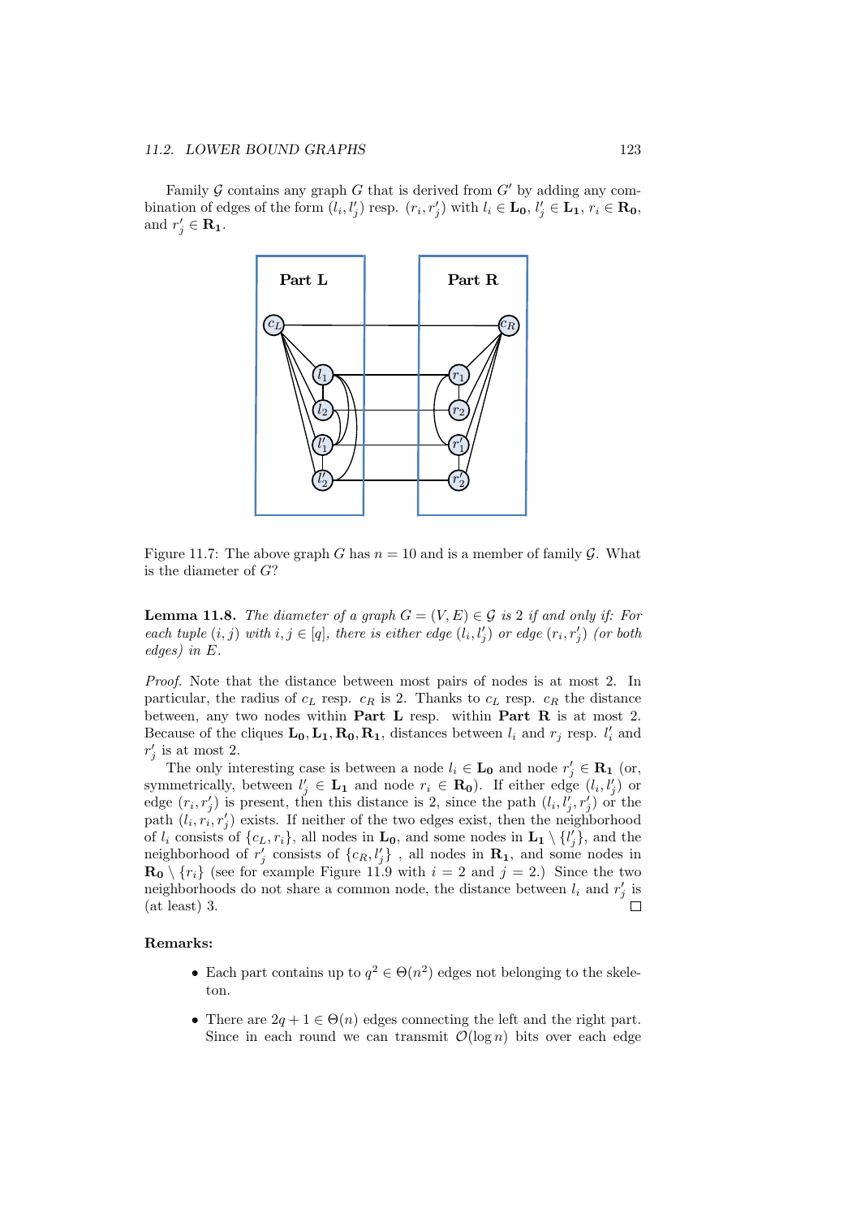Family $\mathcal{G}$ contains any graph $G$ that is derived from $G'$ by adding any combination of edges of the form $(l_i, l'_j)$ resp. $(r_i, r'_j)$ with $l_i \in \mathbf{L_0}$, $l'_j \in \mathbf{L_1}$, $r_i \in \mathbf{R_0}$, and $r'_j \in \mathbf{R_1}$.

Figure 11.7: The above graph $G$ has $n = 10$ and is a member of family $\mathcal{G}$. What is the diameter of $G$?

**Lemma 11.8.** *The diameter of a graph $G = (V, E) \in \mathcal{G}$ is 2 if and only if: For each tuple $(i, j)$ with $i, j \in [q]$, there is either edge $(l_i, l'_j)$ or edge $(r_i, r'_j)$ (or both edges) in $E$.*

*Proof.* Note that the distance between most pairs of nodes is at most 2. In particular, the radius of $c_L$ resp. $c_R$ is 2. Thanks to $c_L$ resp. $c_R$ the distance between, any two nodes within **Part L** resp. within **Part R** is at most 2. Because of the cliques $\mathbf{L_0}, \mathbf{L_1}, \mathbf{R_0}, \mathbf{R_1}$, distances between $l_i$ and $r_j$ resp. $l'_i$ and $r'_j$ is at most 2.

The only interesting case is between a node $l_i \in \mathbf{L_0}$ and node $r'_j \in \mathbf{R_1}$ (or, symmetrically, between $l'_j \in \mathbf{L_1}$ and node $r_i \in \mathbf{R_0}$). If either edge $(l_i, l'_j)$ or edge $(r_i, r'_j)$ is present, then this distance is 2, since the path $(l_i, l'_j, r'_j)$ or the path $(l_i, r_i, r'_j)$ exists. If neither of the two edges exist, then the neighborhood of $l_i$ consists of $\{c_L, r_i\}$, all nodes in $\mathbf{L_0}$, and some nodes in $\mathbf{L_1} \setminus \{l'_j\}$, and the neighborhood of $r'_j$ consists of $\{c_R, l'_j\}$ , all nodes in $\mathbf{R_1}$, and some nodes in $\mathbf{R_0} \setminus \{r_i\}$ (see for example Figure 11.9 with $i = 2$ and $j = 2$.) Since the two neighborhoods do not share a common node, the distance between $l_i$ and $r'_j$ is (at least) 3. □

**Remarks:**

- Each part contains up to $q^2 \in \Theta(n^2)$ edges not belonging to the skeleton.
- There are $2q + 1 \in \Theta(n)$ edges connecting the left and the right part. Since in each round we can transmit $\mathcal{O}(\log n)$ bits over each edge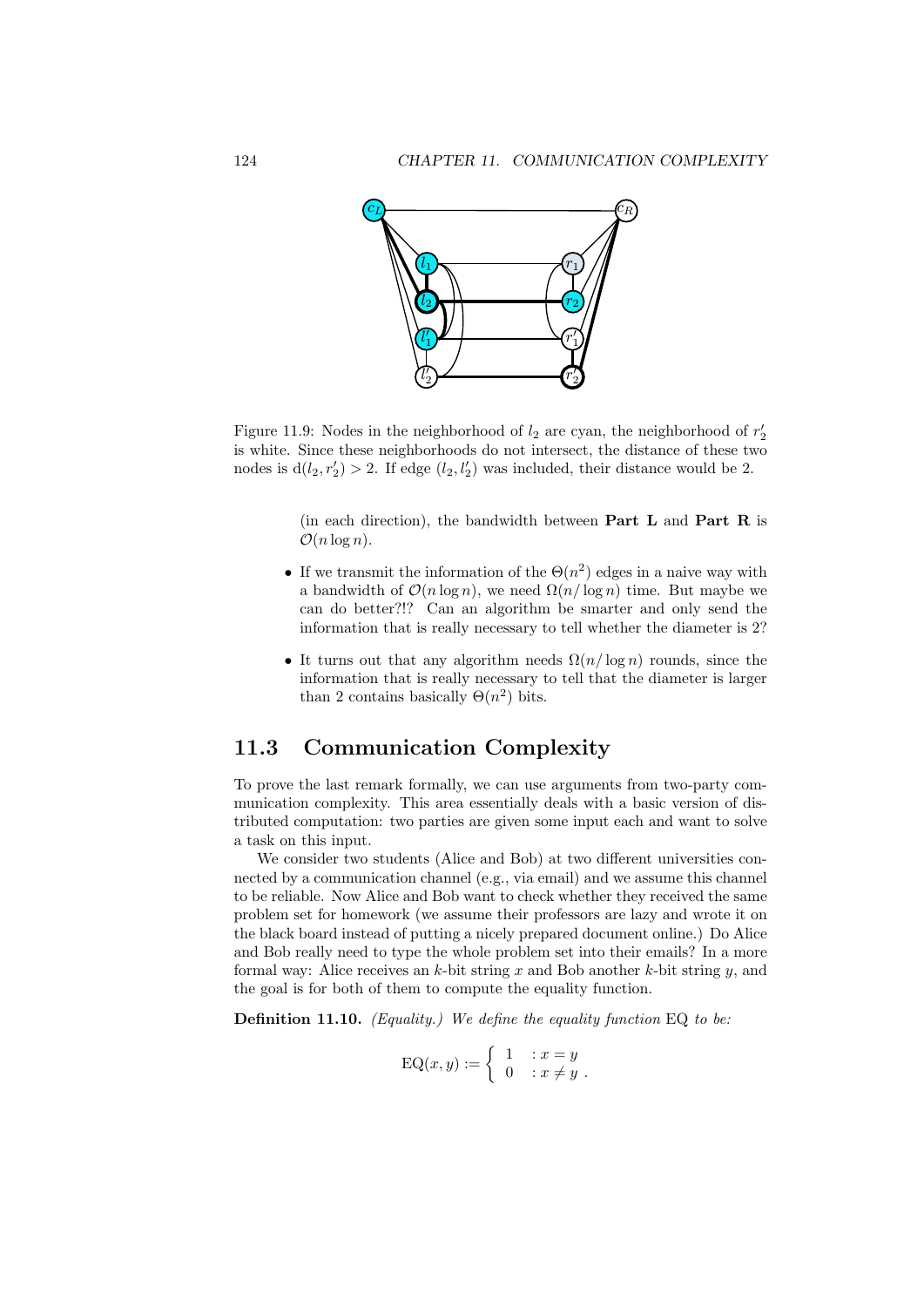Figure 11.9: Nodes in the neighborhood of $l_2$ are cyan, the neighborhood of $r'_2$ is white. Since these neighborhoods do not intersect, the distance of these two nodes is $d(l_2, r'_2) > 2$. If edge $(l_2, l'_2)$ was included, their distance would be 2.

(in each direction), the bandwidth between **Part L** and **Part R** is $\mathcal{O}(n \log n)$.

- If we transmit the information of the $\Theta(n^2)$ edges in a naive way with a bandwidth of $\mathcal{O}(n \log n)$, we need $\Omega(n/\log n)$ time. But maybe we can do better?!? Can an algorithm be smarter and only send the information that is really necessary to tell whether the diameter is 2?
- It turns out that any algorithm needs $\Omega(n/\log n)$ rounds, since the information that is really necessary to tell that the diameter is larger than 2 contains basically $\Theta(n^2)$ bits.

## 11.3 Communication Complexity

To prove the last remark formally, we can use arguments from two-party communication complexity. This area essentially deals with a basic version of distributed computation: two parties are given some input each and want to solve a task on this input.

We consider two students (Alice and Bob) at two different universities connected by a communication channel (e.g., via email) and we assume this channel to be reliable. Now Alice and Bob want to check whether they received the same problem set for homework (we assume their professors are lazy and wrote it on the black board instead of putting a nicely prepared document online.) Do Alice and Bob really need to type the whole problem set into their emails? In a more formal way: Alice receives an $k$-bit string $x$ and Bob another $k$-bit string $y$, and the goal is for both of them to compute the equality function.

**Definition 11.10.** *(Equality.) We define the equality function* EQ *to be:*

$$\text{EQ}(x, y) := \begin{cases} 1 & : x = y \\ 0 & : x \neq y \end{cases}.$$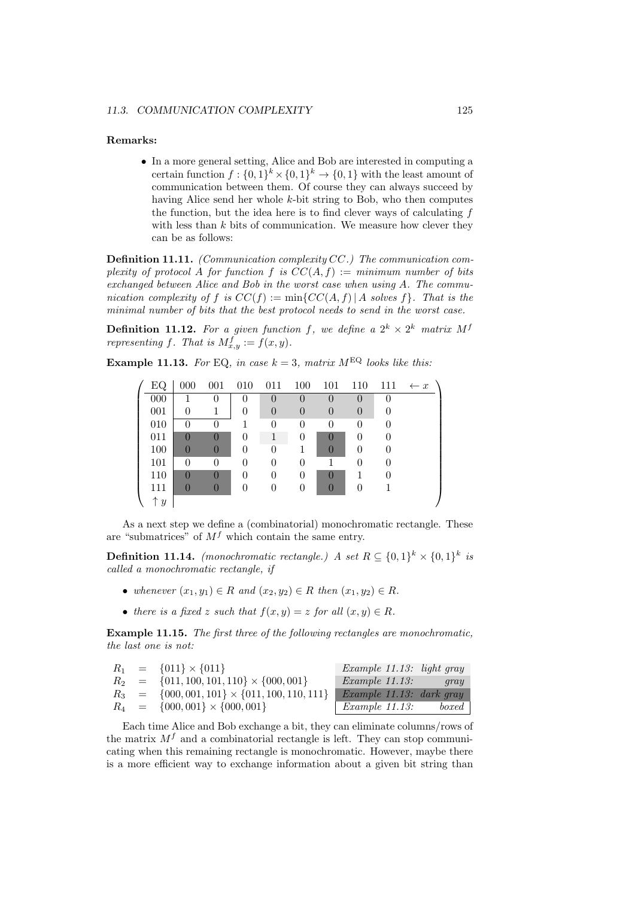**Remarks:**

- In a more general setting, Alice and Bob are interested in computing a certain function $f : \{0,1\}^k \times \{0,1\}^k \to \{0,1\}$ with the least amount of communication between them. Of course they can always succeed by having Alice send her whole $k$-bit string to Bob, who then computes the function, but the idea here is to find clever ways of calculating $f$ with less than $k$ bits of communication. We measure how clever they can be as follows:

**Definition 11.11.** *(Communication complexity CC.) The communication complexity of protocol $A$ for function $f$ is $CC(A, f) :=$ minimum number of bits exchanged between Alice and Bob in the worst case when using $A$. The communication complexity of $f$ is $CC(f) := \min\{CC(A, f) \mid A \text{ solves } f\}$. That is the minimal number of bits that the best protocol needs to send in the worst case.*

**Definition 11.12.** *For a given function $f$, we define a $2^k \times 2^k$ matrix $M^f$ representing $f$. That is $M^f_{x,y} := f(x, y)$.*

**Example 11.13.** *For EQ, in case $k = 3$, matrix $M^{\text{EQ}}$ looks like this:*

| EQ | 000 | 001 | 010 | 011 | 100 | 101 | 110 | 111 | $\leftarrow x$ |
|---|---|---|---|---|---|---|---|---|---|
| 000 | 1 | 0 | 0 | 0 | 0 | 0 | 0 | 0 | |
| 001 | 0 | 1 | 0 | 0 | 0 | 0 | 0 | 0 | |
| 010 | 0 | 0 | 1 | 0 | 0 | 0 | 0 | 0 | |
| 011 | 0 | 0 | 0 | 1 | 0 | 0 | 0 | 0 | |
| 100 | 0 | 0 | 0 | 0 | 1 | 0 | 0 | 0 | |
| 101 | 0 | 0 | 0 | 0 | 0 | 1 | 0 | 0 | |
| 110 | 0 | 0 | 0 | 0 | 0 | 0 | 1 | 0 | |
| 111 | 0 | 0 | 0 | 0 | 0 | 0 | 0 | 1 | |
| $\uparrow y$ | | | | | | | | | |

As a next step we define a (combinatorial) monochromatic rectangle. These are "submatrices" of $M^f$ which contain the same entry.

**Definition 11.14.** *(monochromatic rectangle.) A set $R \subseteq \{0,1\}^k \times \{0,1\}^k$ is called a monochromatic rectangle, if*

- *whenever $(x_1, y_1) \in R$ and $(x_2, y_2) \in R$ then $(x_1, y_2) \in R$.*
- *there is a fixed $z$ such that $f(x, y) = z$ for all $(x, y) \in R$.*

**Example 11.15.** *The first three of the following rectangles are monochromatic, the last one is not:*

| | | | |
|---|---|---|---|
| $R_1$ | $=$ | $\{011\} \times \{011\}$ | *Example 11.13: light gray* |
| $R_2$ | $=$ | $\{011, 100, 101, 110\} \times \{000, 001\}$ | *Example 11.13: gray* |
| $R_3$ | $=$ | $\{000, 001, 101\} \times \{011, 100, 110, 111\}$ | *Example 11.13: dark gray* |
| $R_4$ | $=$ | $\{000, 001\} \times \{000, 001\}$ | *Example 11.13: boxed* |

Each time Alice and Bob exchange a bit, they can eliminate columns/rows of the matrix $M^f$ and a combinatorial rectangle is left. They can stop communicating when this remaining rectangle is monochromatic. However, maybe there is a more efficient way to exchange information about a given bit string than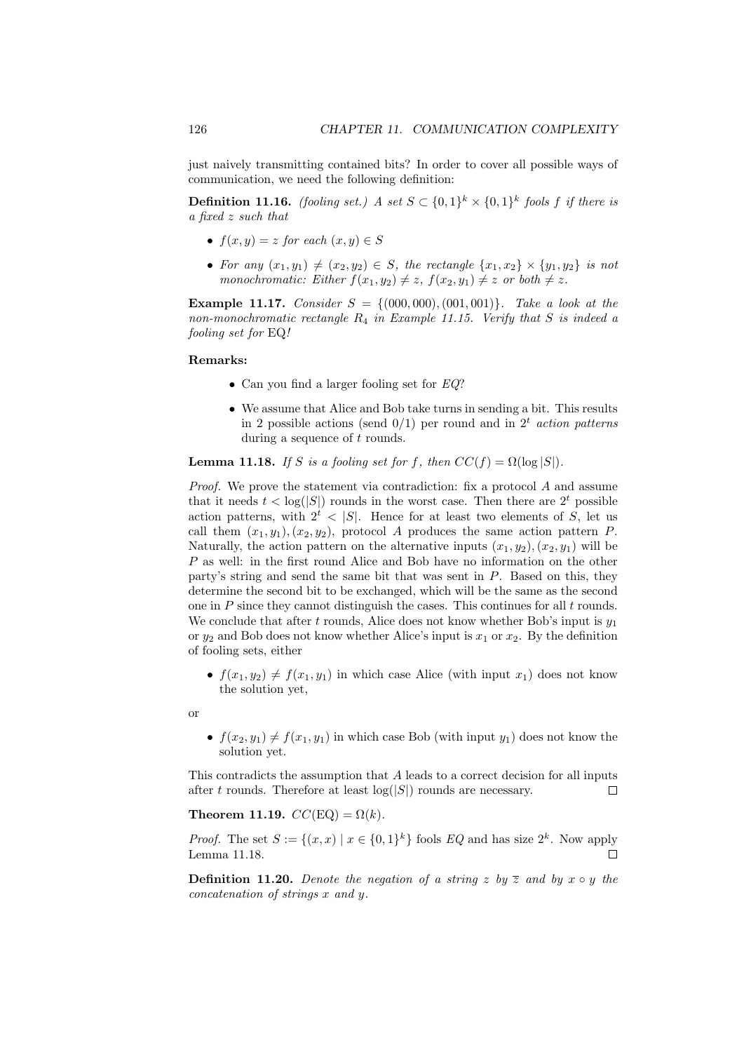just naively transmitting contained bits? In order to cover all possible ways of communication, we need the following definition:

**Definition 11.16.** *(fooling set.) A set $S \subset \{0,1\}^k \times \{0,1\}^k$ fools $f$ if there is a fixed $z$ such that*

- *$f(x, y) = z$ for each $(x, y) \in S$*
- *For any $(x_1, y_1) \neq (x_2, y_2) \in S$, the rectangle $\{x_1, x_2\} \times \{y_1, y_2\}$ is not monochromatic: Either $f(x_1, y_2) \neq z$, $f(x_2, y_1) \neq z$ or both $\neq z$.*

**Example 11.17.** *Consider $S = \{(000, 000), (001, 001)\}$. Take a look at the non-monochromatic rectangle $R_4$ in Example 11.15. Verify that $S$ is indeed a fooling set for* EQ*!*

**Remarks:**

- Can you find a larger fooling set for $EQ$?
- We assume that Alice and Bob take turns in sending a bit. This results in 2 possible actions (send 0/1) per round and in $2^t$ *action patterns* during a sequence of $t$ rounds.

**Lemma 11.18.** *If $S$ is a fooling set for $f$, then $CC(f) = \Omega(\log |S|)$.*

*Proof.* We prove the statement via contradiction: fix a protocol $A$ and assume that it needs $t < \log(|S|)$ rounds in the worst case. Then there are $2^t$ possible action patterns, with $2^t < |S|$. Hence for at least two elements of $S$, let us call them $(x_1, y_1), (x_2, y_2)$, protocol $A$ produces the same action pattern $P$. Naturally, the action pattern on the alternative inputs $(x_1, y_2), (x_2, y_1)$ will be $P$ as well: in the first round Alice and Bob have no information on the other party's string and send the same bit that was sent in $P$. Based on this, they determine the second bit to be exchanged, which will be the same as the second one in $P$ since they cannot distinguish the cases. This continues for all $t$ rounds. We conclude that after $t$ rounds, Alice does not know whether Bob's input is $y_1$ or $y_2$ and Bob does not know whether Alice's input is $x_1$ or $x_2$. By the definition of fooling sets, either

- $f(x_1, y_2) \neq f(x_1, y_1)$ in which case Alice (with input $x_1$) does not know the solution yet,

or

- $f(x_2, y_1) \neq f(x_1, y_1)$ in which case Bob (with input $y_1$) does not know the solution yet.

This contradicts the assumption that $A$ leads to a correct decision for all inputs after $t$ rounds. Therefore at least $\log(|S|)$ rounds are necessary. □

**Theorem 11.19.** *$CC(\text{EQ}) = \Omega(k)$.*

*Proof.* The set $S := \{(x, x) \mid x \in \{0,1\}^k\}$ fools $EQ$ and has size $2^k$. Now apply Lemma 11.18. □

**Definition 11.20.** *Denote the negation of a string $z$ by $\overline{z}$ and by $x \circ y$ the concatenation of strings $x$ and $y$.*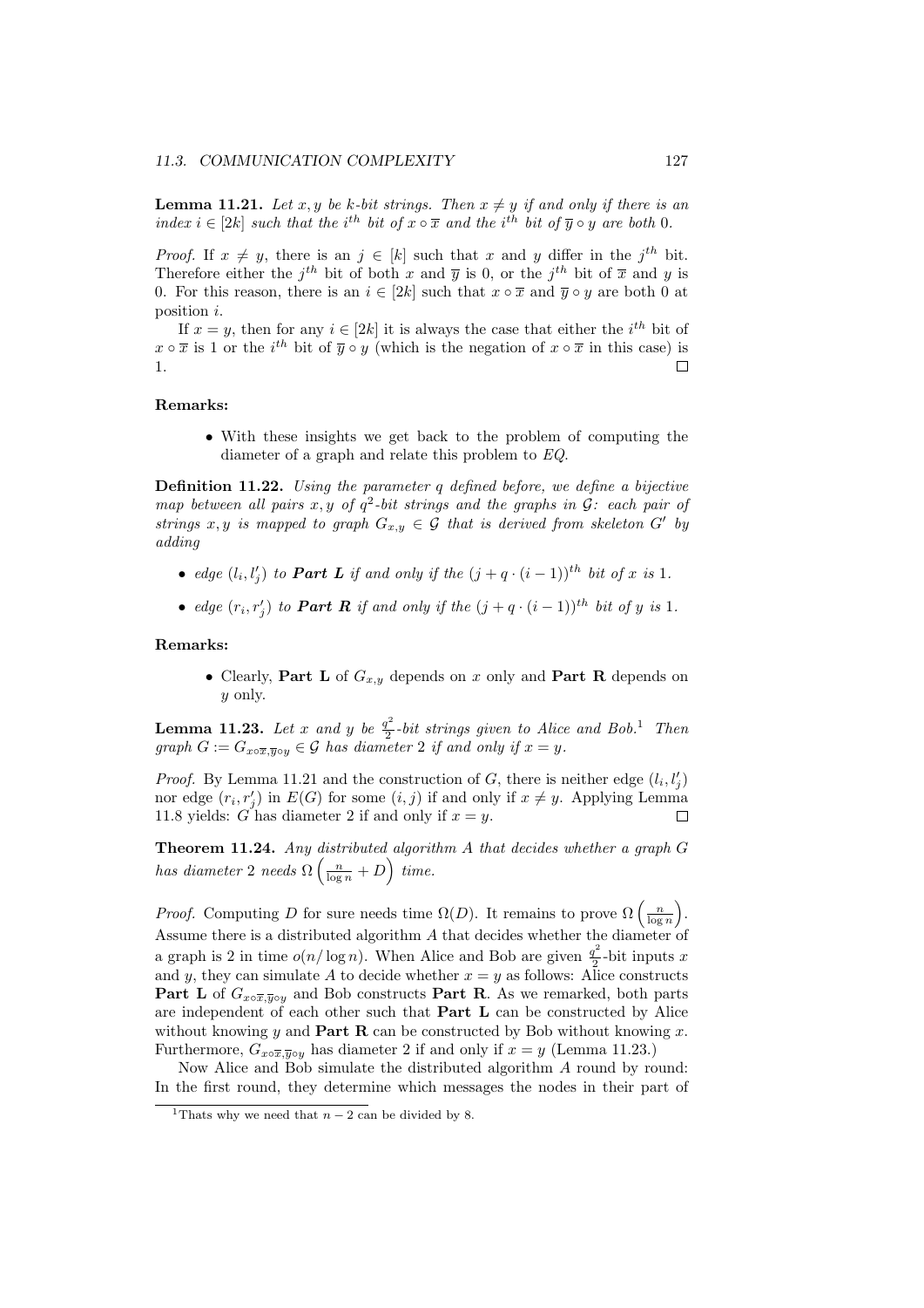**Lemma 11.21.** *Let $x, y$ be $k$-bit strings. Then $x \neq y$ if and only if there is an index $i \in [2k]$ such that the $i^{th}$ bit of $x \circ \overline{x}$ and the $i^{th}$ bit of $\overline{y} \circ y$ are both 0.*

*Proof.* If $x \neq y$, there is an $j \in [k]$ such that $x$ and $y$ differ in the $j^{th}$ bit. Therefore either the $j^{th}$ bit of both $x$ and $\overline{y}$ is 0, or the $j^{th}$ bit of $\overline{x}$ and $y$ is 0. For this reason, there is an $i \in [2k]$ such that $x \circ \overline{x}$ and $\overline{y} \circ y$ are both 0 at position $i$.

If $x = y$, then for any $i \in [2k]$ it is always the case that either the $i^{th}$ bit of $x \circ \overline{x}$ is 1 or the $i^{th}$ bit of $\overline{y} \circ y$ (which is the negation of $x \circ \overline{x}$ in this case) is 1. □

**Remarks:**

- With these insights we get back to the problem of computing the diameter of a graph and relate this problem to *EQ*.

**Definition 11.22.** *Using the parameter $q$ defined before, we define a bijective map between all pairs $x, y$ of $q^2$-bit strings and the graphs in $\mathcal{G}$: each pair of strings $x, y$ is mapped to graph $G_{x,y} \in \mathcal{G}$ that is derived from skeleton $G'$ by adding*

- *edge $(l_i, l'_j)$ to **Part L** if and only if the $(j + q \cdot (i-1))^{th}$ bit of $x$ is 1.*
- *edge $(r_i, r'_j)$ to **Part R** if and only if the $(j + q \cdot (i-1))^{th}$ bit of $y$ is 1.*

**Remarks:**

- Clearly, **Part L** of $G_{x,y}$ depends on $x$ only and **Part R** depends on $y$ only.

**Lemma 11.23.** *Let $x$ and $y$ be $\frac{q^2}{2}$-bit strings given to Alice and Bob.*[1] *Then graph $G := G_{x\circ\overline{x},\overline{y}\circ y} \in \mathcal{G}$ has diameter 2 if and only if $x = y$.*

*Proof.* By Lemma 11.21 and the construction of $G$, there is neither edge $(l_i, l'_j)$ nor edge $(r_i, r'_j)$ in $E(G)$ for some $(i, j)$ if and only if $x \neq y$. Applying Lemma 11.8 yields: $G$ has diameter 2 if and only if $x = y$. □

**Theorem 11.24.** *Any distributed algorithm $A$ that decides whether a graph $G$ has diameter 2 needs $\Omega\left(\frac{n}{\log n} + D\right)$ time.*

*Proof.* Computing $D$ for sure needs time $\Omega(D)$. It remains to prove $\Omega\left(\frac{n}{\log n}\right)$. Assume there is a distributed algorithm $A$ that decides whether the diameter of a graph is 2 in time $o(n/\log n)$. When Alice and Bob are given $\frac{q^2}{2}$-bit inputs $x$ and $y$, they can simulate $A$ to decide whether $x = y$ as follows: Alice constructs **Part L** of $G_{x\circ\overline{x},\overline{y}\circ y}$ and Bob constructs **Part R**. As we remarked, both parts are independent of each other such that **Part L** can be constructed by Alice without knowing $y$ and **Part R** can be constructed by Bob without knowing $x$. Furthermore, $G_{x\circ\overline{x},\overline{y}\circ y}$ has diameter 2 if and only if $x = y$ (Lemma 11.23.)

Now Alice and Bob simulate the distributed algorithm $A$ round by round: In the first round, they determine which messages the nodes in their part of

---

[1] Thats why we need that $n - 2$ can be divided by 8.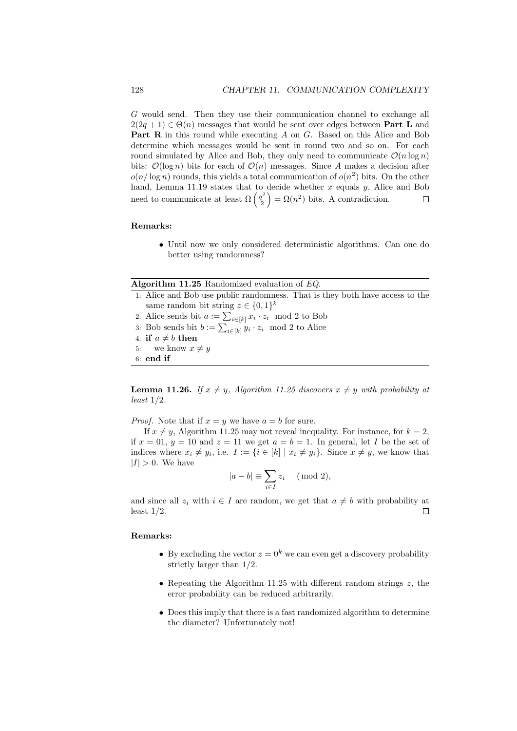$G$ would send. Then they use their communication channel to exchange all $2(2q+1) \in \Theta(n)$ messages that would be sent over edges between **Part L** and **Part R** in this round while executing $A$ on $G$. Based on this Alice and Bob determine which messages would be sent in round two and so on. For each round simulated by Alice and Bob, they only need to communicate $\mathcal{O}(n \log n)$ bits: $\mathcal{O}(\log n)$ bits for each of $\mathcal{O}(n)$ messages. Since $A$ makes a decision after $o(n/\log n)$ rounds, this yields a total communication of $o(n^2)$ bits. On the other hand, Lemma 11.19 states that to decide whether $x$ equals $y$, Alice and Bob need to communicate at least $\Omega\left(\frac{q^2}{2}\right) = \Omega(n^2)$ bits. A contradiction. □

**Remarks:**

- Until now we only considered deterministic algorithms. Can one do better using randomness?

---

**Algorithm 11.25** Randomized evaluation of *EQ*.

1: Alice and Bob use public randomness. That is they both have access to the same random bit string $z \in \{0,1\}^k$
2: Alice sends bit $a := \sum_{i \in [k]} x_i \cdot z_i \mod 2$ to Bob
3: Bob sends bit $b := \sum_{i \in [k]} y_i \cdot z_i \mod 2$ to Alice
4: **if** $a \neq b$ **then**
5: we know $x \neq y$
6: **end if**

---

**Lemma 11.26.** *If $x \neq y$, Algorithm 11.25 discovers $x \neq y$ with probability at least $1/2$.*

*Proof.* Note that if $x = y$ we have $a = b$ for sure.

If $x \neq y$, Algorithm 11.25 may not reveal inequality. For instance, for $k = 2$, if $x = 01$, $y = 10$ and $z = 11$ we get $a = b = 1$. In general, let $I$ be the set of indices where $x_i \neq y_i$, i.e. $I := \{i \in [k] \mid x_i \neq y_i\}$. Since $x \neq y$, we know that $|I| > 0$. We have

$$|a - b| \equiv \sum_{i \in I} z_i \pmod 2,$$

and since all $z_i$ with $i \in I$ are random, we get that $a \neq b$ with probability at least $1/2$. □

**Remarks:**

- By excluding the vector $z = 0^k$ we can even get a discovery probability strictly larger than $1/2$.
- Repeating the Algorithm 11.25 with different random strings $z$, the error probability can be reduced arbitrarily.
- Does this imply that there is a fast randomized algorithm to determine the diameter? Unfortunately not!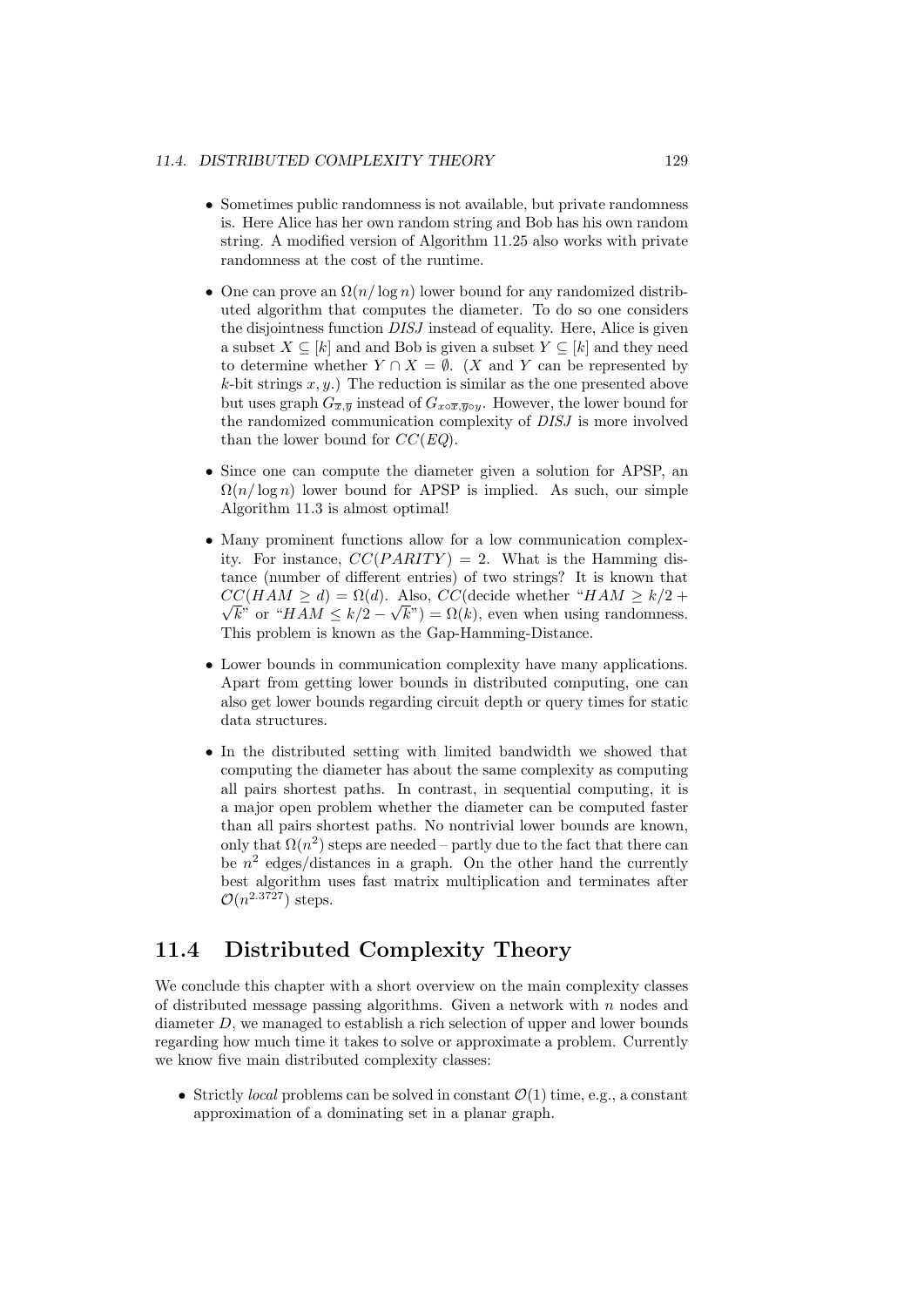- Sometimes public randomness is not available, but private randomness is. Here Alice has her own random string and Bob has his own random string. A modified version of Algorithm 11.25 also works with private randomness at the cost of the runtime.

- One can prove an $\Omega(n/\log n)$ lower bound for any randomized distributed algorithm that computes the diameter. To do so one considers the disjointness function *DISJ* instead of equality. Here, Alice is given a subset $X \subseteq [k]$ and and Bob is given a subset $Y \subseteq [k]$ and they need to determine whether $Y \cap X = \emptyset$. ($X$ and $Y$ can be represented by $k$-bit strings $x, y$.) The reduction is similar as the one presented above but uses graph $G_{\overline{x},\overline{y}}$ instead of $G_{x\circ\overline{x},\overline{y}\circ y}$. However, the lower bound for the randomized communication complexity of *DISJ* is more involved than the lower bound for $CC(EQ)$.

- Since one can compute the diameter given a solution for APSP, an $\Omega(n/\log n)$ lower bound for APSP is implied. As such, our simple Algorithm 11.3 is almost optimal!

- Many prominent functions allow for a low communication complexity. For instance, $CC(PARITY) = 2$. What is the Hamming distance (number of different entries) of two strings? It is known that $CC(HAM \geq d) = \Omega(d)$. Also, $CC$(decide whether "$HAM \geq k/2 + \sqrt{k}$" or "$HAM \leq k/2 - \sqrt{k}$") $= \Omega(k)$, even when using randomness. This problem is known as the Gap-Hamming-Distance.

- Lower bounds in communication complexity have many applications. Apart from getting lower bounds in distributed computing, one can also get lower bounds regarding circuit depth or query times for static data structures.

- In the distributed setting with limited bandwidth we showed that computing the diameter has about the same complexity as computing all pairs shortest paths. In contrast, in sequential computing, it is a major open problem whether the diameter can be computed faster than all pairs shortest paths. No nontrivial lower bounds are known, only that $\Omega(n^2)$ steps are needed – partly due to the fact that there can be $n^2$ edges/distances in a graph. On the other hand the currently best algorithm uses fast matrix multiplication and terminates after $\mathcal{O}(n^{2.3727})$ steps.

## 11.4 Distributed Complexity Theory

We conclude this chapter with a short overview on the main complexity classes of distributed message passing algorithms. Given a network with $n$ nodes and diameter $D$, we managed to establish a rich selection of upper and lower bounds regarding how much time it takes to solve or approximate a problem. Currently we know five main distributed complexity classes:

- Strictly *local* problems can be solved in constant $\mathcal{O}(1)$ time, e.g., a constant approximation of a dominating set in a planar graph.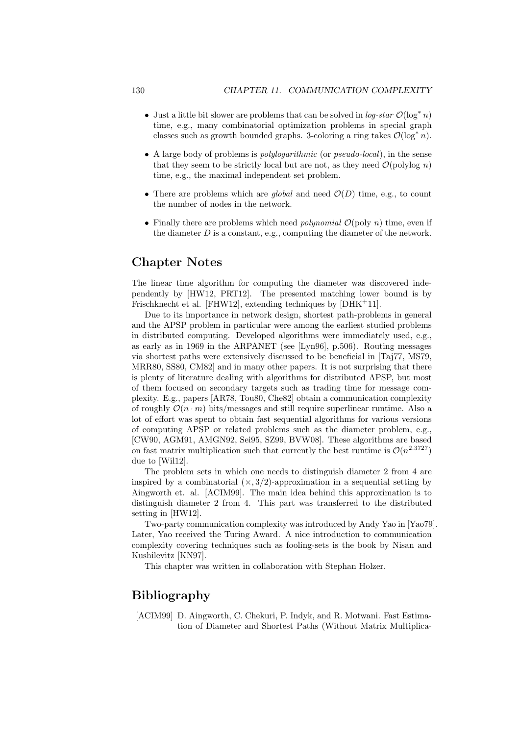- Just a little bit slower are problems that can be solved in *log-star* $\mathcal{O}(\log^* n)$ time, e.g., many combinatorial optimization problems in special graph classes such as growth bounded graphs. 3-coloring a ring takes $\mathcal{O}(\log^* n)$.
- A large body of problems is *polylogarithmic* (or *pseudo-local*), in the sense that they seem to be strictly local but are not, as they need $\mathcal{O}(\text{polylog } n)$ time, e.g., the maximal independent set problem.
- There are problems which are *global* and need $\mathcal{O}(D)$ time, e.g., to count the number of nodes in the network.
- Finally there are problems which need *polynomial* $\mathcal{O}(\text{poly } n)$ time, even if the diameter $D$ is a constant, e.g., computing the diameter of the network.

## Chapter Notes

The linear time algorithm for computing the diameter was discovered independently by [HW12, PRT12]. The presented matching lower bound is by Frischknecht et al. [FHW12], extending techniques by [DHK+11].

Due to its importance in network design, shortest path-problems in general and the APSP problem in particular were among the earliest studied problems in distributed computing. Developed algorithms were immediately used, e.g., as early as in 1969 in the ARPANET (see [Lyn96], p.506). Routing messages via shortest paths were extensively discussed to be beneficial in [Taj77, MS79, MRR80, SS80, CM82] and in many other papers. It is not surprising that there is plenty of literature dealing with algorithms for distributed APSP, but most of them focused on secondary targets such as trading time for message complexity. E.g., papers [AR78, Tou80, Che82] obtain a communication complexity of roughly $\mathcal{O}(n \cdot m)$ bits/messages and still require superlinear runtime. Also a lot of effort was spent to obtain fast sequential algorithms for various versions of computing APSP or related problems such as the diameter problem, e.g., [CW90, AGM91, AMGN92, Sei95, SZ99, BVW08]. These algorithms are based on fast matrix multiplication such that currently the best runtime is $\mathcal{O}(n^{2.3727})$ due to [Wil12].

The problem sets in which one needs to distinguish diameter 2 from 4 are inspired by a combinatorial $(\times, 3/2)$-approximation in a sequential setting by Aingworth et. al. [ACIM99]. The main idea behind this approximation is to distinguish diameter 2 from 4. This part was transferred to the distributed setting in [HW12].

Two-party communication complexity was introduced by Andy Yao in [Yao79]. Later, Yao received the Turing Award. A nice introduction to communication complexity covering techniques such as fooling-sets is the book by Nisan and Kushilevitz [KN97].

This chapter was written in collaboration with Stephan Holzer.

## Bibliography

[ACIM99] D. Aingworth, C. Chekuri, P. Indyk, and R. Motwani. Fast Estimation of Diameter and Shortest Paths (Without Matrix Multiplica-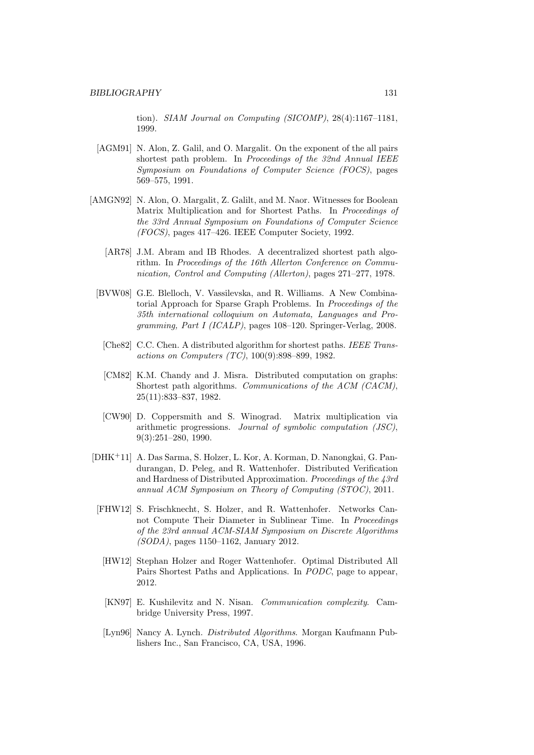tion). *SIAM Journal on Computing (SICOMP)*, 28(4):1167–1181, 1999.

[AGM91] N. Alon, Z. Galil, and O. Margalit. On the exponent of the all pairs shortest path problem. In *Proceedings of the 32nd Annual IEEE Symposium on Foundations of Computer Science (FOCS)*, pages 569–575, 1991.

[AMGN92] N. Alon, O. Margalit, Z. Galilt, and M. Naor. Witnesses for Boolean Matrix Multiplication and for Shortest Paths. In *Proceedings of the 33rd Annual Symposium on Foundations of Computer Science (FOCS)*, pages 417–426. IEEE Computer Society, 1992.

[AR78] J.M. Abram and IB Rhodes. A decentralized shortest path algorithm. In *Proceedings of the 16th Allerton Conference on Communication, Control and Computing (Allerton)*, pages 271–277, 1978.

[BVW08] G.E. Blelloch, V. Vassilevska, and R. Williams. A New Combinatorial Approach for Sparse Graph Problems. In *Proceedings of the 35th international colloquium on Automata, Languages and Programming, Part I (ICALP)*, pages 108–120. Springer-Verlag, 2008.

[Che82] C.C. Chen. A distributed algorithm for shortest paths. *IEEE Transactions on Computers (TC)*, 100(9):898–899, 1982.

[CM82] K.M. Chandy and J. Misra. Distributed computation on graphs: Shortest path algorithms. *Communications of the ACM (CACM)*, 25(11):833–837, 1982.

[CW90] D. Coppersmith and S. Winograd. Matrix multiplication via arithmetic progressions. *Journal of symbolic computation (JSC)*, 9(3):251–280, 1990.

[DHK+11] A. Das Sarma, S. Holzer, L. Kor, A. Korman, D. Nanongkai, G. Pandurangan, D. Peleg, and R. Wattenhofer. Distributed Verification and Hardness of Distributed Approximation. *Proceedings of the 43rd annual ACM Symposium on Theory of Computing (STOC)*, 2011.

[FHW12] S. Frischknecht, S. Holzer, and R. Wattenhofer. Networks Cannot Compute Their Diameter in Sublinear Time. In *Proceedings of the 23rd annual ACM-SIAM Symposium on Discrete Algorithms (SODA)*, pages 1150–1162, January 2012.

[HW12] Stephan Holzer and Roger Wattenhofer. Optimal Distributed All Pairs Shortest Paths and Applications. In *PODC*, page to appear, 2012.

[KN97] E. Kushilevitz and N. Nisan. *Communication complexity*. Cambridge University Press, 1997.

[Lyn96] Nancy A. Lynch. *Distributed Algorithms*. Morgan Kaufmann Publishers Inc., San Francisco, CA, USA, 1996.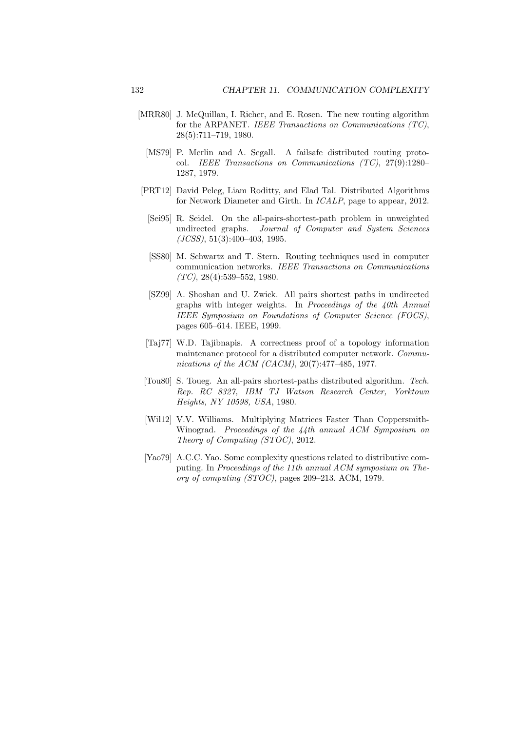[MRR80] J. McQuillan, I. Richer, and E. Rosen. The new routing algorithm for the ARPANET. *IEEE Transactions on Communications (TC)*, 28(5):711–719, 1980.

[MS79] P. Merlin and A. Segall. A failsafe distributed routing protocol. *IEEE Transactions on Communications (TC)*, 27(9):1280–1287, 1979.

[PRT12] David Peleg, Liam Roditty, and Elad Tal. Distributed Algorithms for Network Diameter and Girth. In *ICALP*, page to appear, 2012.

[Sei95] R. Seidel. On the all-pairs-shortest-path problem in unweighted undirected graphs. *Journal of Computer and System Sciences (JCSS)*, 51(3):400–403, 1995.

[SS80] M. Schwartz and T. Stern. Routing techniques used in computer communication networks. *IEEE Transactions on Communications (TC)*, 28(4):539–552, 1980.

[SZ99] A. Shoshan and U. Zwick. All pairs shortest paths in undirected graphs with integer weights. In *Proceedings of the 40th Annual IEEE Symposium on Foundations of Computer Science (FOCS)*, pages 605–614. IEEE, 1999.

[Taj77] W.D. Tajibnapis. A correctness proof of a topology information maintenance protocol for a distributed computer network. *Communications of the ACM (CACM)*, 20(7):477–485, 1977.

[Tou80] S. Toueg. An all-pairs shortest-paths distributed algorithm. *Tech. Rep. RC 8327, IBM TJ Watson Research Center, Yorktown Heights, NY 10598, USA*, 1980.

[Wil12] V.V. Williams. Multiplying Matrices Faster Than Coppersmith-Winograd. *Proceedings of the 44th annual ACM Symposium on Theory of Computing (STOC)*, 2012.

[Yao79] A.C.C. Yao. Some complexity questions related to distributive computing. In *Proceedings of the 11th annual ACM symposium on Theory of computing (STOC)*, pages 209–213. ACM, 1979.